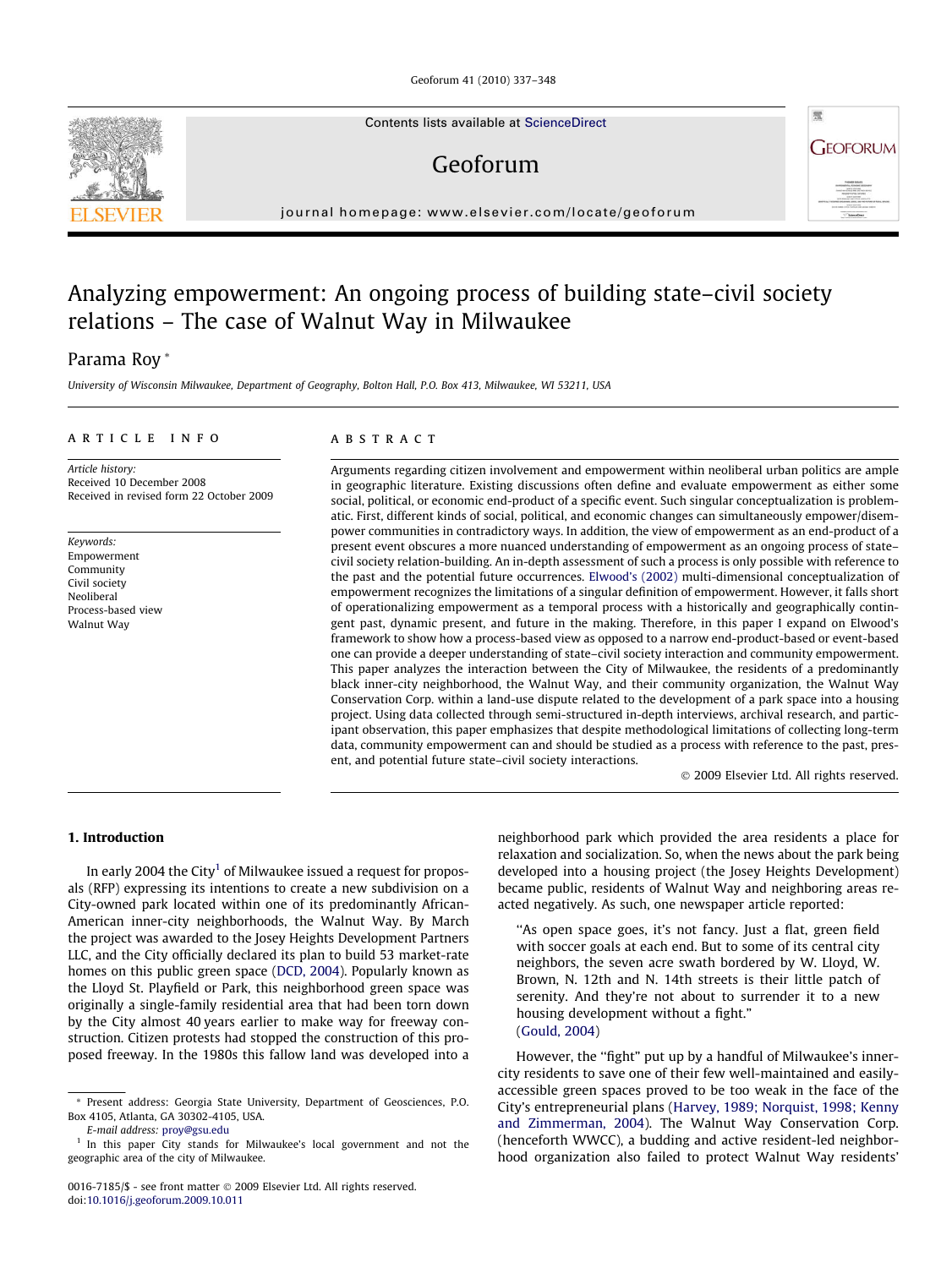# Analyzing empowerment: An ongoing process of building state–civil society relations – The case of Walnut Way in Milwaukee

Parama Roy *

University of Wisconsin Milwaukee, Department of Geography, Bolton Hall, P.O. Box 413, Milwaukee, WI 53211, USA

## ARTICLE INFO

*Article history:*
Received 10 December 2008
Received in revised form 22 October 2009

*Keywords:*
Empowerment
Community
Civil society
Neoliberal
Process-based view
Walnut Way

## ABSTRACT

Arguments regarding citizen involvement and empowerment within neoliberal urban politics are ample in geographic literature. Existing discussions often define and evaluate empowerment as either some social, political, or economic end-product of a specific event. Such singular conceptualization is problematic. First, different kinds of social, political, and economic changes can simultaneously empower/disempower communities in contradictory ways. In addition, the view of empowerment as an end-product of a present event obscures a more nuanced understanding of empowerment as an ongoing process of state–civil society relation-building. An in-depth assessment of such a process is only possible with reference to the past and the potential future occurrences. Elwood's (2002) multi-dimensional conceptualization of empowerment recognizes the limitations of a singular definition of empowerment. However, it falls short of operationalizing empowerment as a temporal process with a historically and geographically contingent past, dynamic present, and future in the making. Therefore, in this paper I expand on Elwood's framework to show how a process-based view as opposed to a narrow end-product-based or event-based one can provide a deeper understanding of state–civil society interaction and community empowerment. This paper analyzes the interaction between the City of Milwaukee, the residents of a predominantly black inner-city neighborhood, the Walnut Way, and their community organization, the Walnut Way Conservation Corp. within a land-use dispute related to the development of a park space into a housing project. Using data collected through semi-structured in-depth interviews, archival research, and participant observation, this paper emphasizes that despite methodological limitations of collecting long-term data, community empowerment can and should be studied as a process with reference to the past, present, and potential future state–civil society interactions.

© 2009 Elsevier Ltd. All rights reserved.

## 1. Introduction

In early 2004 the City[1] of Milwaukee issued a request for proposals (RFP) expressing its intentions to create a new subdivision on a City-owned park located within one of its predominantly African-American inner-city neighborhoods, the Walnut Way. By March the project was awarded to the Josey Heights Development Partners LLC, and the City officially declared its plan to build 53 market-rate homes on this public green space (DCD, 2004). Popularly known as the Lloyd St. Playfield or Park, this neighborhood green space was originally a single-family residential area that had been torn down by the City almost 40 years earlier to make way for freeway construction. Citizen protests had stopped the construction of this proposed freeway. In the 1980s this fallow land was developed into a neighborhood park which provided the area residents a place for relaxation and socialization. So, when the news about the park being developed into a housing project (the Josey Heights Development) became public, residents of Walnut Way and neighboring areas reacted negatively. As such, one newspaper article reported:

> "As open space goes, it's not fancy. Just a flat, green field with soccer goals at each end. But to some of its central city neighbors, the seven acre swath bordered by W. Lloyd, W. Brown, N. 12th and N. 14th streets is their little patch of serenity. And they're not about to surrender it to a new housing development without a fight."
> (Gould, 2004)

However, the "fight" put up by a handful of Milwaukee's inner-city residents to save one of their few well-maintained and easily-accessible green spaces proved to be too weak in the face of the City's entrepreneurial plans (Harvey, 1989; Norquist, 1998; Kenny and Zimmerman, 2004). The Walnut Way Conservation Corp. (henceforth WWCC), a budding and active resident-led neighborhood organization also failed to protect Walnut Way residents'

---

* Present address: Georgia State University, Department of Geosciences, P.O. Box 4105, Atlanta, GA 30302-4105, USA.
E-mail address: proy@gsu.edu

[1] In this paper City stands for Milwaukee's local government and not the geographic area of the city of Milwaukee.

0016-7185/$ - see front matter © 2009 Elsevier Ltd. All rights reserved.
doi:10.1016/j.geoforum.2009.10.011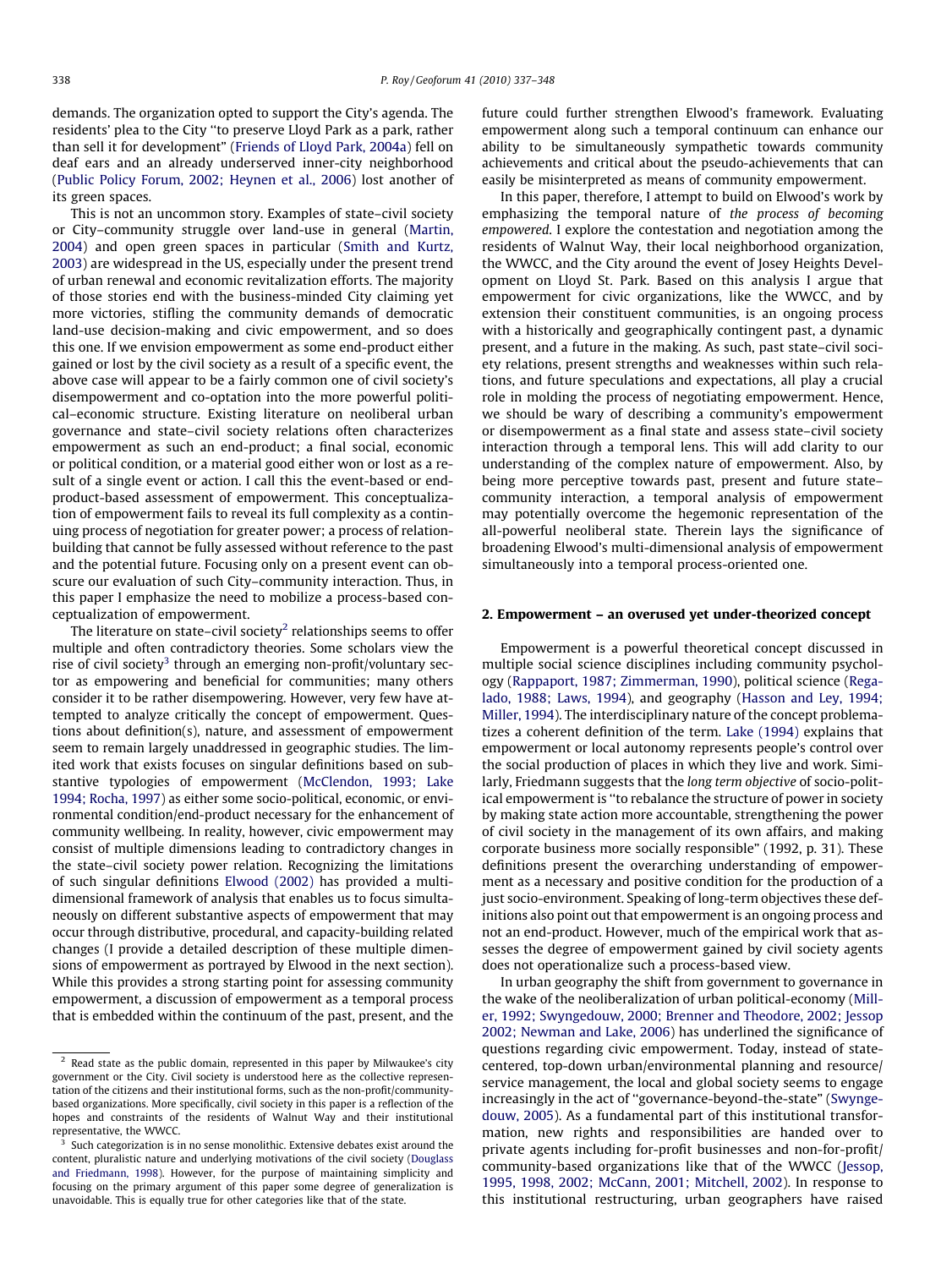demands. The organization opted to support the City's agenda. The residents' plea to the City "to preserve Lloyd Park as a park, rather than sell it for development" (Friends of Lloyd Park, 2004a) fell on deaf ears and an already underserved inner-city neighborhood (Public Policy Forum, 2002; Heynen et al., 2006) lost another of its green spaces.

This is not an uncommon story. Examples of state–civil society or City–community struggle over land-use in general (Martin, 2004) and open green spaces in particular (Smith and Kurtz, 2003) are widespread in the US, especially under the present trend of urban renewal and economic revitalization efforts. The majority of those stories end with the business-minded City claiming yet more victories, stifling the community demands of democratic land-use decision-making and civic empowerment, and so does this one. If we envision empowerment as some end-product either gained or lost by the civil society as a result of a specific event, the above case will appear to be a fairly common one of civil society's disempowerment and co-optation into the more powerful political–economic structure. Existing literature on neoliberal urban governance and state–civil society relations often characterizes empowerment as such an end-product; a final social, economic or political condition, or a material good either won or lost as a result of a single event or action. I call this the event-based or end-product-based assessment of empowerment. This conceptualization of empowerment fails to reveal its full complexity as a continuing process of negotiation for greater power; a process of relation-building that cannot be fully assessed without reference to the past and the potential future. Focusing only on a present event can obscure our evaluation of such City–community interaction. Thus, in this paper I emphasize the need to mobilize a process-based conceptualization of empowerment.

The literature on state–civil society[2] relationships seems to offer multiple and often contradictory theories. Some scholars view the rise of civil society[3] through an emerging non-profit/voluntary sector as empowering and beneficial for communities; many others consider it to be rather disempowering. However, very few have attempted to analyze critically the concept of empowerment. Questions about definition(s), nature, and assessment of empowerment seem to remain largely unaddressed in geographic studies. The limited work that exists focuses on singular definitions based on substantive typologies of empowerment (McClendon, 1993; Lake 1994; Rocha, 1997) as either some socio-political, economic, or environmental condition/end-product necessary for the enhancement of community wellbeing. In reality, however, civic empowerment may consist of multiple dimensions leading to contradictory changes in the state–civil society power relation. Recognizing the limitations of such singular definitions Elwood (2002) has provided a multi-dimensional framework of analysis that enables us to focus simultaneously on different substantive aspects of empowerment that may occur through distributive, procedural, and capacity-building related changes (I provide a detailed description of these multiple dimensions of empowerment as portrayed by Elwood in the next section). While this provides a strong starting point for assessing community empowerment, a discussion of empowerment as a temporal process that is embedded within the continuum of the past, present, and the future could further strengthen Elwood's framework. Evaluating empowerment along such a temporal continuum can enhance our ability to be simultaneously sympathetic towards community achievements and critical about the pseudo-achievements that can easily be misinterpreted as means of community empowerment.

In this paper, therefore, I attempt to build on Elwood's work by emphasizing the temporal nature of *the process of becoming empowered*. I explore the contestation and negotiation among the residents of Walnut Way, their local neighborhood organization, the WWCC, and the City around the event of Josey Heights Development on Lloyd St. Park. Based on this analysis I argue that empowerment for civic organizations, like the WWCC, and by extension their constituent communities, is an ongoing process with a historically and geographically contingent past, a dynamic present, and a future in the making. As such, past state–civil society relations, present strengths and weaknesses within such relations, and future speculations and expectations, all play a crucial role in molding the process of negotiating empowerment. Hence, we should be wary of describing a community's empowerment or disempowerment as a final state and assess state–civil society interaction through a temporal lens. This will add clarity to our understanding of the complex nature of empowerment. Also, by being more perceptive towards past, present and future state–community interaction, a temporal analysis of empowerment may potentially overcome the hegemonic representation of the all-powerful neoliberal state. Therein lays the significance of broadening Elwood's multi-dimensional analysis of empowerment simultaneously into a temporal process-oriented one.

## 2. Empowerment – an overused yet under-theorized concept

Empowerment is a powerful theoretical concept discussed in multiple social science disciplines including community psychology (Rappaport, 1987; Zimmerman, 1990), political science (Regalado, 1988; Laws, 1994), and geography (Hasson and Ley, 1994; Miller, 1994). The interdisciplinary nature of the concept problematizes a coherent definition of the term. Lake (1994) explains that empowerment or local autonomy represents people's control over the social production of places in which they live and work. Similarly, Friedmann suggests that the *long term objective* of socio-political empowerment is "to rebalance the structure of power in society by making state action more accountable, strengthening the power of civil society in the management of its own affairs, and making corporate business more socially responsible" (1992, p. 31). These definitions present the overarching understanding of empowerment as a necessary and positive condition for the production of a just socio-environment. Speaking of long-term objectives these definitions also point out that empowerment is an ongoing process and not an end-product. However, much of the empirical work that assesses the degree of empowerment gained by civil society agents does not operationalize such a process-based view.

In urban geography the shift from government to governance in the wake of the neoliberalization of urban political-economy (Miller, 1992; Swyngedouw, 2000; Brenner and Theodore, 2002; Jessop 2002; Newman and Lake, 2006) has underlined the significance of questions regarding civic empowerment. Today, instead of state-centered, top-down urban/environmental planning and resource/service management, the local and global society seems to engage increasingly in the act of "governance-beyond-the-state" (Swyngedouw, 2005). As a fundamental part of this institutional transformation, new rights and responsibilities are handed over to private agents including for-profit businesses and non-for-profit/community-based organizations like that of the WWCC (Jessop, 1995, 1998, 2002; McCann, 2001; Mitchell, 2002). In response to this institutional restructuring, urban geographers have raised

[2] Read state as the public domain, represented in this paper by Milwaukee's city government or the City. Civil society is understood here as the collective representation of the citizens and their institutional forms, such as the non-profit/community-based organizations. More specifically, civil society in this paper is a reflection of the hopes and constraints of the residents of Walnut Way and their institutional representative, the WWCC.

[3] Such categorization is in no sense monolithic. Extensive debates exist around the content, pluralistic nature and underlying motivations of the civil society (Douglass and Friedmann, 1998). However, for the purpose of maintaining simplicity and focusing on the primary argument of this paper some degree of generalization is unavoidable. This is equally true for other categories like that of the state.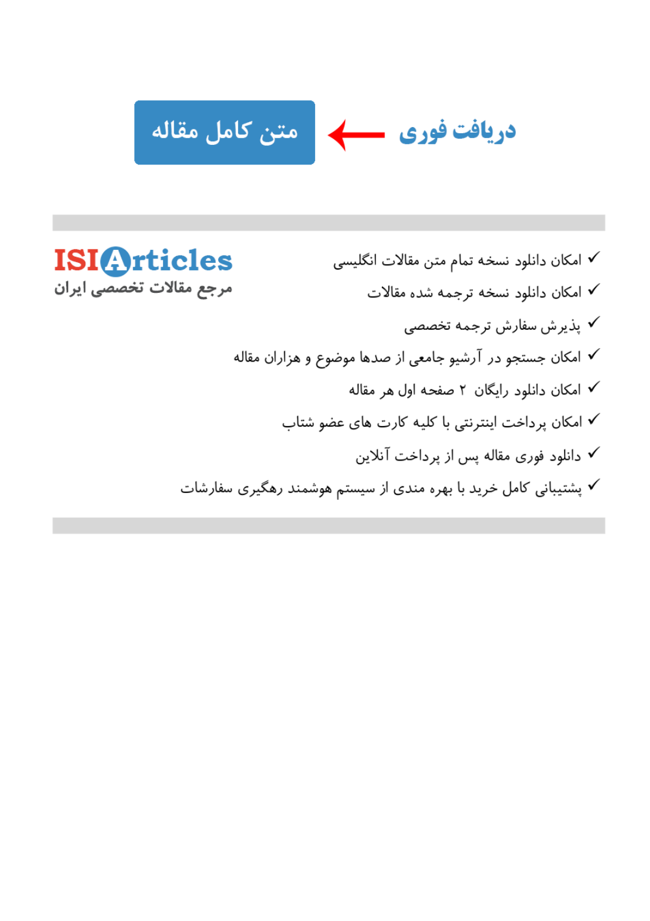دریافت فوری ← **متن کامل مقاله**

**ISIArticles**
مرجع مقالات تخصصی ایران

- ✓ امکان دانلود نسخه تمام متن مقالات انگلیسی
- ✓ امکان دانلود نسخه ترجمه شده مقالات
- ✓ پذیرش سفارش ترجمه تخصصی
- ✓ امکان جستجو در آرشیو جامعی از صدها موضوع و هزاران مقاله
- ✓ امکان دانلود رایگان ۲ صفحه اول هر مقاله
- ✓ امکان پرداخت اینترنتی با کلیه کارت های عضو شتاب
- ✓ دانلود فوری مقاله پس از پرداخت آنلاین
- ✓ پشتیبانی کامل خرید با بهره مندی از سیستم هوشمند رهگیری سفارشات